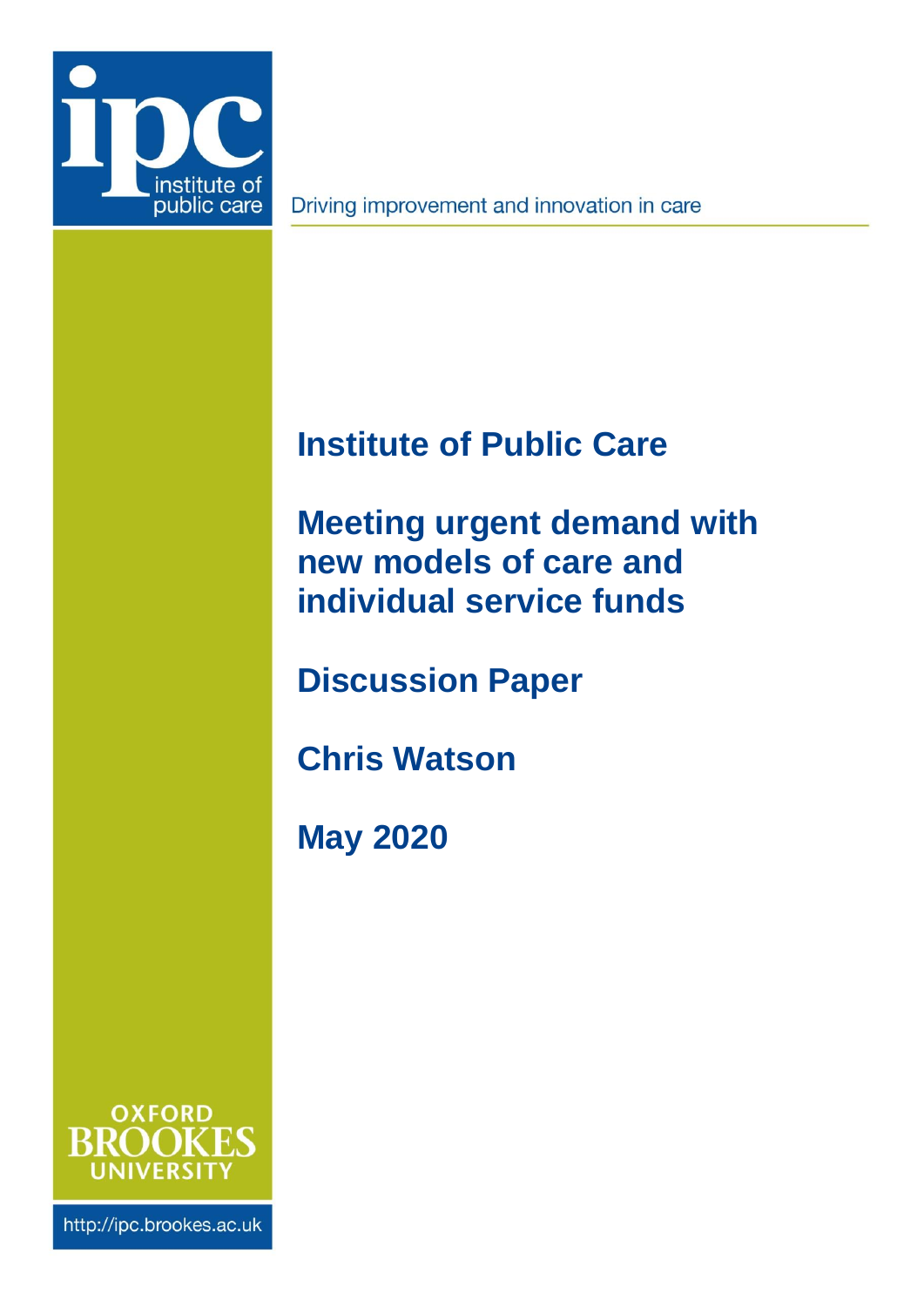ipc institute of public care

Driving improvement and innovation in care

# Institute of Public Care

# Meeting urgent demand with new models of care and individual service funds

## Discussion Paper

## Chris Watson

## May 2020

OXFORD BROOKES UNIVERSITY

http://ipc.brookes.ac.uk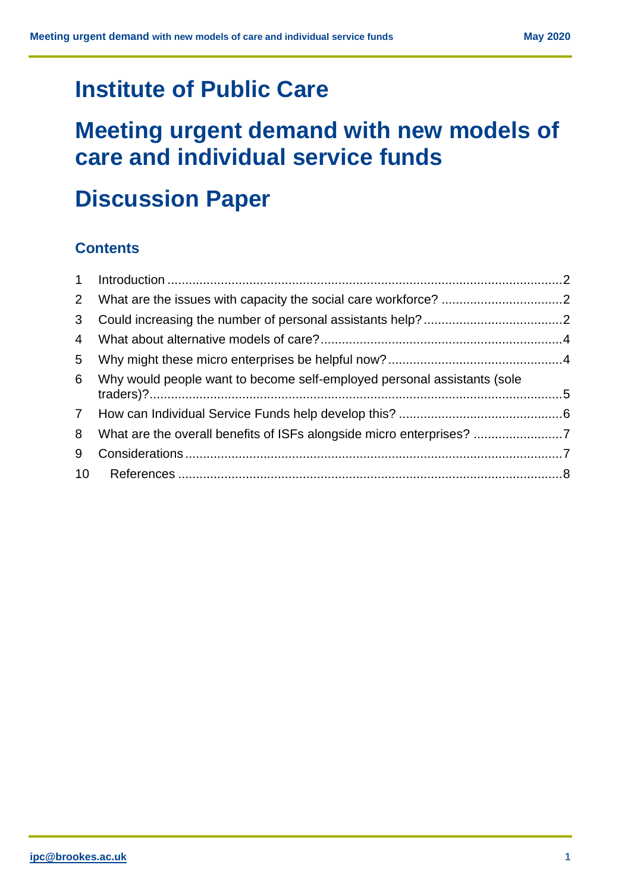# Institute of Public Care

# Meeting urgent demand with new models of care and individual service funds

# Discussion Paper

## Contents

| | | |
|---|---|---|
| 1 | Introduction | 2 |
| 2 | What are the issues with capacity the social care workforce? | 2 |
| 3 | Could increasing the number of personal assistants help? | 2 |
| 4 | What about alternative models of care? | 4 |
| 5 | Why might these micro enterprises be helpful now? | 4 |
| 6 | Why would people want to become self-employed personal assistants (sole traders)? | 5 |
| 7 | How can Individual Service Funds help develop this? | 6 |
| 8 | What are the overall benefits of ISFs alongside micro enterprises? | 7 |
| 9 | Considerations | 7 |
| 10 | References | 8 |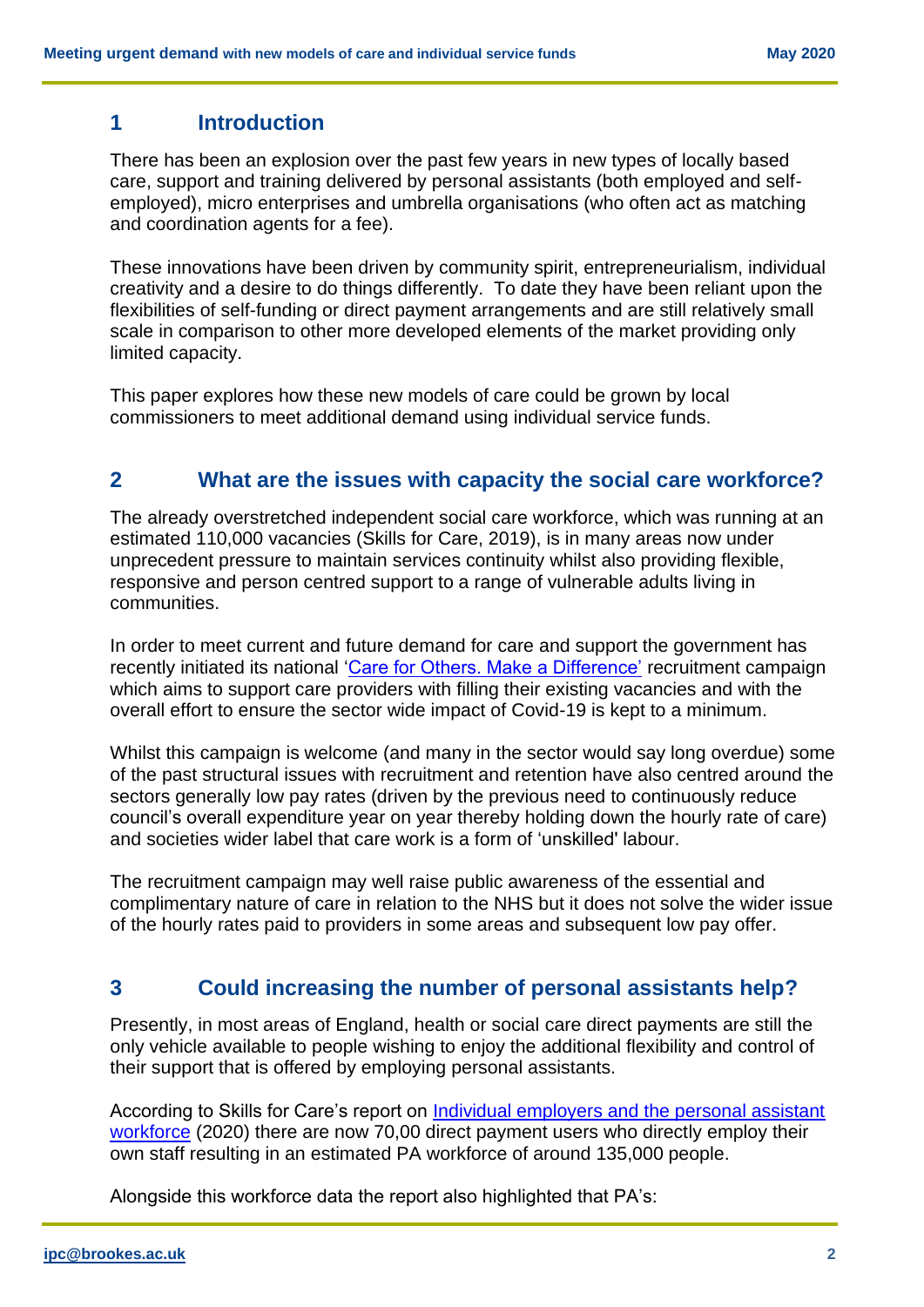## 1 Introduction

There has been an explosion over the past few years in new types of locally based care, support and training delivered by personal assistants (both employed and self-employed), micro enterprises and umbrella organisations (who often act as matching and coordination agents for a fee).

These innovations have been driven by community spirit, entrepreneurialism, individual creativity and a desire to do things differently. To date they have been reliant upon the flexibilities of self-funding or direct payment arrangements and are still relatively small scale in comparison to other more developed elements of the market providing only limited capacity.

This paper explores how these new models of care could be grown by local commissioners to meet additional demand using individual service funds.

## 2 What are the issues with capacity the social care workforce?

The already overstretched independent social care workforce, which was running at an estimated 110,000 vacancies (Skills for Care, 2019), is in many areas now under unprecedent pressure to maintain services continuity whilst also providing flexible, responsive and person centred support to a range of vulnerable adults living in communities.

In order to meet current and future demand for care and support the government has recently initiated its national 'Care for Others. Make a Difference' recruitment campaign which aims to support care providers with filling their existing vacancies and with the overall effort to ensure the sector wide impact of Covid-19 is kept to a minimum.

Whilst this campaign is welcome (and many in the sector would say long overdue) some of the past structural issues with recruitment and retention have also centred around the sectors generally low pay rates (driven by the previous need to continuously reduce council's overall expenditure year on year thereby holding down the hourly rate of care) and societies wider label that care work is a form of 'unskilled' labour.

The recruitment campaign may well raise public awareness of the essential and complimentary nature of care in relation to the NHS but it does not solve the wider issue of the hourly rates paid to providers in some areas and subsequent low pay offer.

## 3 Could increasing the number of personal assistants help?

Presently, in most areas of England, health or social care direct payments are still the only vehicle available to people wishing to enjoy the additional flexibility and control of their support that is offered by employing personal assistants.

According to Skills for Care's report on Individual employers and the personal assistant workforce (2020) there are now 70,00 direct payment users who directly employ their own staff resulting in an estimated PA workforce of around 135,000 people.

Alongside this workforce data the report also highlighted that PA's: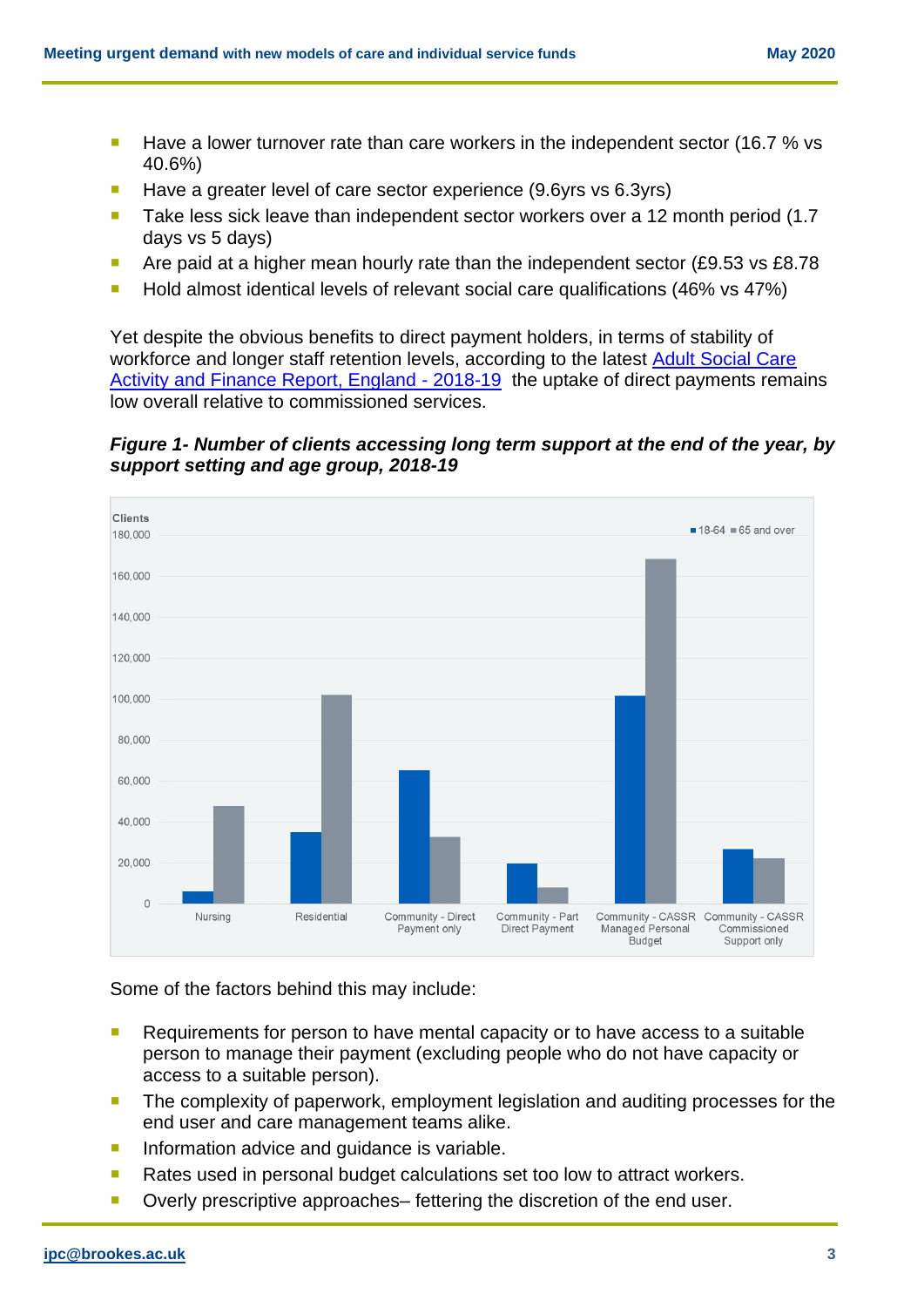- Have a lower turnover rate than care workers in the independent sector (16.7 % vs 40.6%)
- Have a greater level of care sector experience (9.6yrs vs 6.3yrs)
- Take less sick leave than independent sector workers over a 12 month period (1.7 days vs 5 days)
- Are paid at a higher mean hourly rate than the independent sector (£9.53 vs £8.78
- Hold almost identical levels of relevant social care qualifications (46% vs 47%)

Yet despite the obvious benefits to direct payment holders, in terms of stability of workforce and longer staff retention levels, according to the latest [Adult Social Care Activity and Finance Report, England - 2018-19](#) the uptake of direct payments remains low overall relative to commissioned services.

***Figure 1- Number of clients accessing long term support at the end of the year, by support setting and age group, 2018-19***

Some of the factors behind this may include:

- Requirements for person to have mental capacity or to have access to a suitable person to manage their payment (excluding people who do not have capacity or access to a suitable person).
- The complexity of paperwork, employment legislation and auditing processes for the end user and care management teams alike.
- Information advice and guidance is variable.
- Rates used in personal budget calculations set too low to attract workers.
- Overly prescriptive approaches– fettering the discretion of the end user.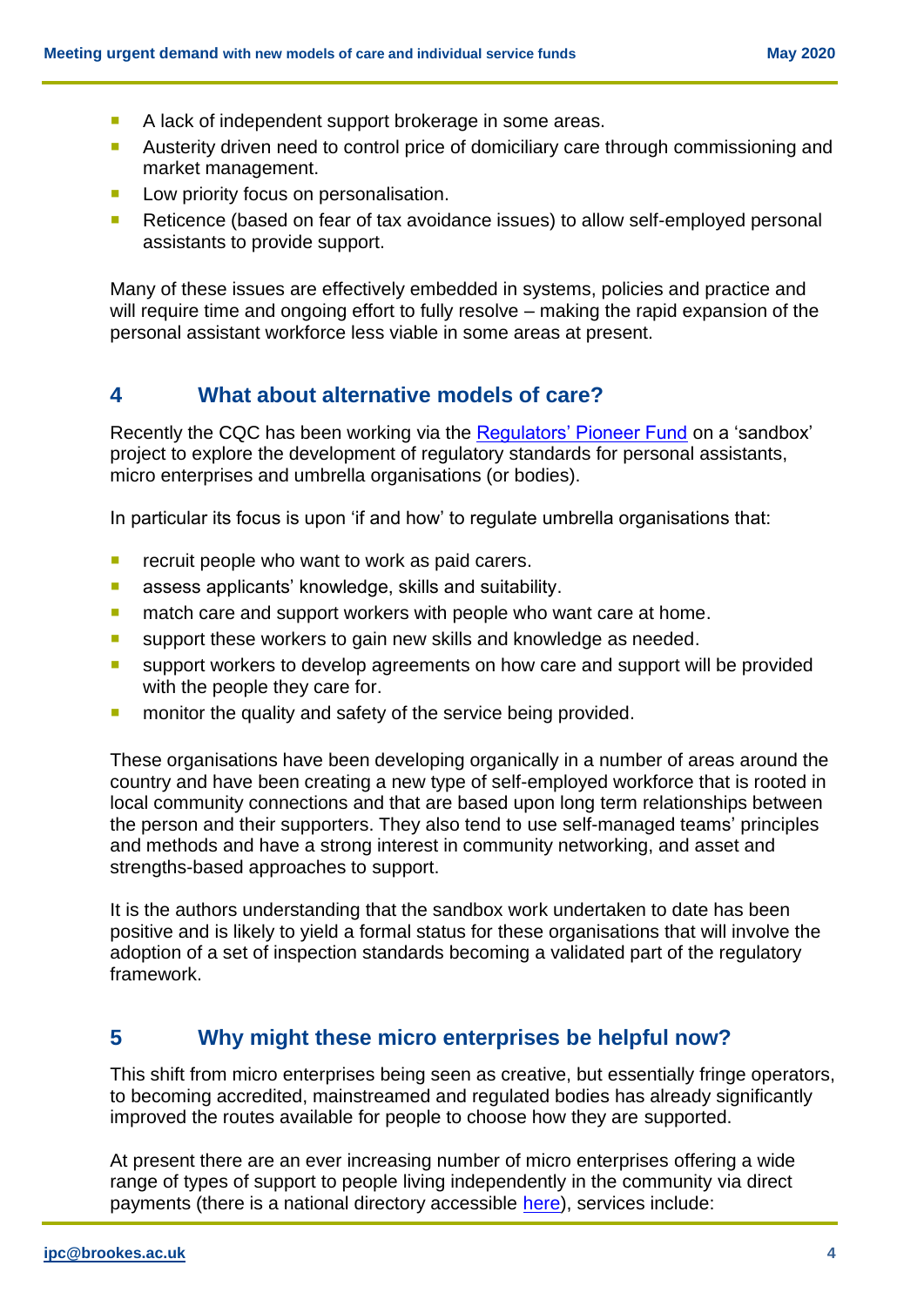- A lack of independent support brokerage in some areas.
- Austerity driven need to control price of domiciliary care through commissioning and market management.
- Low priority focus on personalisation.
- Reticence (based on fear of tax avoidance issues) to allow self-employed personal assistants to provide support.

Many of these issues are effectively embedded in systems, policies and practice and will require time and ongoing effort to fully resolve – making the rapid expansion of the personal assistant workforce less viable in some areas at present.

## 4 What about alternative models of care?

Recently the CQC has been working via the [Regulators' Pioneer Fund](#) on a 'sandbox' project to explore the development of regulatory standards for personal assistants, micro enterprises and umbrella organisations (or bodies).

In particular its focus is upon 'if and how' to regulate umbrella organisations that:

- recruit people who want to work as paid carers.
- assess applicants' knowledge, skills and suitability.
- match care and support workers with people who want care at home.
- support these workers to gain new skills and knowledge as needed.
- support workers to develop agreements on how care and support will be provided with the people they care for.
- monitor the quality and safety of the service being provided.

These organisations have been developing organically in a number of areas around the country and have been creating a new type of self-employed workforce that is rooted in local community connections and that are based upon long term relationships between the person and their supporters. They also tend to use self-managed teams' principles and methods and have a strong interest in community networking, and asset and strengths-based approaches to support.

It is the authors understanding that the sandbox work undertaken to date has been positive and is likely to yield a formal status for these organisations that will involve the adoption of a set of inspection standards becoming a validated part of the regulatory framework.

## 5 Why might these micro enterprises be helpful now?

This shift from micro enterprises being seen as creative, but essentially fringe operators, to becoming accredited, mainstreamed and regulated bodies has already significantly improved the routes available for people to choose how they are supported.

At present there are an ever increasing number of micro enterprises offering a wide range of types of support to people living independently in the community via direct payments (there is a national directory accessible [here](#)), services include: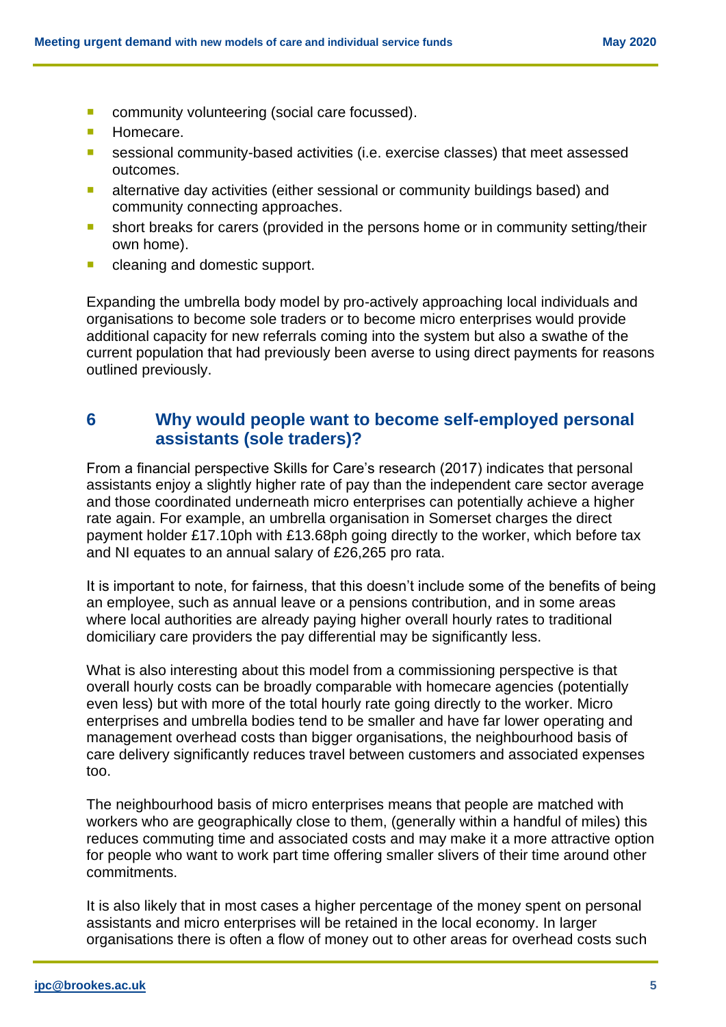- community volunteering (social care focussed).
- Homecare.
- sessional community-based activities (i.e. exercise classes) that meet assessed outcomes.
- alternative day activities (either sessional or community buildings based) and community connecting approaches.
- short breaks for carers (provided in the persons home or in community setting/their own home).
- cleaning and domestic support.

Expanding the umbrella body model by pro-actively approaching local individuals and organisations to become sole traders or to become micro enterprises would provide additional capacity for new referrals coming into the system but also a swathe of the current population that had previously been averse to using direct payments for reasons outlined previously.

## 6 Why would people want to become self-employed personal assistants (sole traders)?

From a financial perspective Skills for Care's research (2017) indicates that personal assistants enjoy a slightly higher rate of pay than the independent care sector average and those coordinated underneath micro enterprises can potentially achieve a higher rate again. For example, an umbrella organisation in Somerset charges the direct payment holder £17.10ph with £13.68ph going directly to the worker, which before tax and NI equates to an annual salary of £26,265 pro rata.

It is important to note, for fairness, that this doesn't include some of the benefits of being an employee, such as annual leave or a pensions contribution, and in some areas where local authorities are already paying higher overall hourly rates to traditional domiciliary care providers the pay differential may be significantly less.

What is also interesting about this model from a commissioning perspective is that overall hourly costs can be broadly comparable with homecare agencies (potentially even less) but with more of the total hourly rate going directly to the worker. Micro enterprises and umbrella bodies tend to be smaller and have far lower operating and management overhead costs than bigger organisations, the neighbourhood basis of care delivery significantly reduces travel between customers and associated expenses too.

The neighbourhood basis of micro enterprises means that people are matched with workers who are geographically close to them, (generally within a handful of miles) this reduces commuting time and associated costs and may make it a more attractive option for people who want to work part time offering smaller slivers of their time around other commitments.

It is also likely that in most cases a higher percentage of the money spent on personal assistants and micro enterprises will be retained in the local economy. In larger organisations there is often a flow of money out to other areas for overhead costs such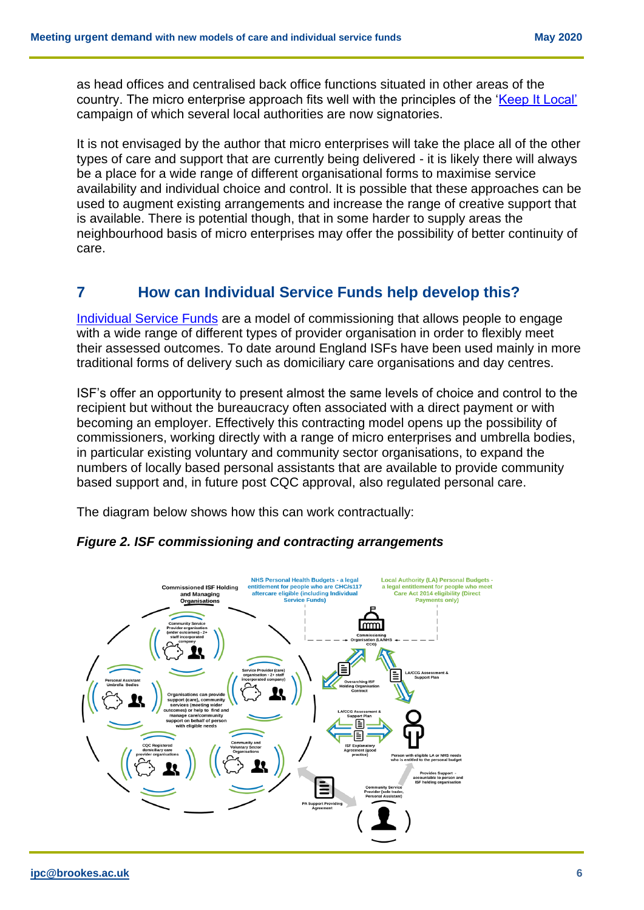as head offices and centralised back office functions situated in other areas of the country. The micro enterprise approach fits well with the principles of the 'Keep It Local' campaign of which several local authorities are now signatories.

It is not envisaged by the author that micro enterprises will take the place all of the other types of care and support that are currently being delivered - it is likely there will always be a place for a wide range of different organisational forms to maximise service availability and individual choice and control. It is possible that these approaches can be used to augment existing arrangements and increase the range of creative support that is available. There is potential though, that in some harder to supply areas the neighbourhood basis of micro enterprises may offer the possibility of better continuity of care.

## 7 How can Individual Service Funds help develop this?

Individual Service Funds are a model of commissioning that allows people to engage with a wide range of different types of provider organisation in order to flexibly meet their assessed outcomes. To date around England ISFs have been used mainly in more traditional forms of delivery such as domiciliary care organisations and day centres.

ISF's offer an opportunity to present almost the same levels of choice and control to the recipient but without the bureaucracy often associated with a direct payment or with becoming an employer. Effectively this contracting model opens up the possibility of commissioners, working directly with a range of micro enterprises and umbrella bodies, in particular existing voluntary and community sector organisations, to expand the numbers of locally based personal assistants that are available to provide community based support and, in future post CQC approval, also regulated personal care.

The diagram below shows how this can work contractually:

***Figure 2. ISF commissioning and contracting arrangements***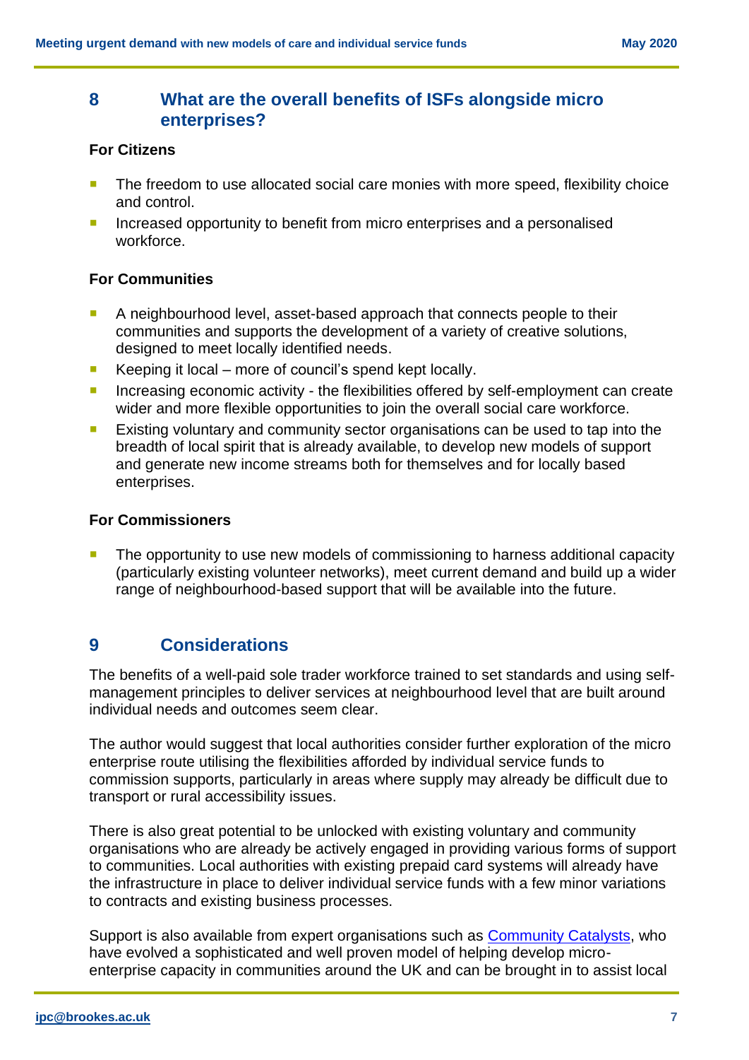## 8 What are the overall benefits of ISFs alongside micro enterprises?

**For Citizens**

- The freedom to use allocated social care monies with more speed, flexibility choice and control.
- Increased opportunity to benefit from micro enterprises and a personalised workforce.

**For Communities**

- A neighbourhood level, asset-based approach that connects people to their communities and supports the development of a variety of creative solutions, designed to meet locally identified needs.
- Keeping it local – more of council's spend kept locally.
- Increasing economic activity - the flexibilities offered by self-employment can create wider and more flexible opportunities to join the overall social care workforce.
- Existing voluntary and community sector organisations can be used to tap into the breadth of local spirit that is already available, to develop new models of support and generate new income streams both for themselves and for locally based enterprises.

**For Commissioners**

- The opportunity to use new models of commissioning to harness additional capacity (particularly existing volunteer networks), meet current demand and build up a wider range of neighbourhood-based support that will be available into the future.

## 9 Considerations

The benefits of a well-paid sole trader workforce trained to set standards and using self-management principles to deliver services at neighbourhood level that are built around individual needs and outcomes seem clear.

The author would suggest that local authorities consider further exploration of the micro enterprise route utilising the flexibilities afforded by individual service funds to commission supports, particularly in areas where supply may already be difficult due to transport or rural accessibility issues.

There is also great potential to be unlocked with existing voluntary and community organisations who are already be actively engaged in providing various forms of support to communities. Local authorities with existing prepaid card systems will already have the infrastructure in place to deliver individual service funds with a few minor variations to contracts and existing business processes.

Support is also available from expert organisations such as Community Catalysts, who have evolved a sophisticated and well proven model of helping develop micro-enterprise capacity in communities around the UK and can be brought in to assist local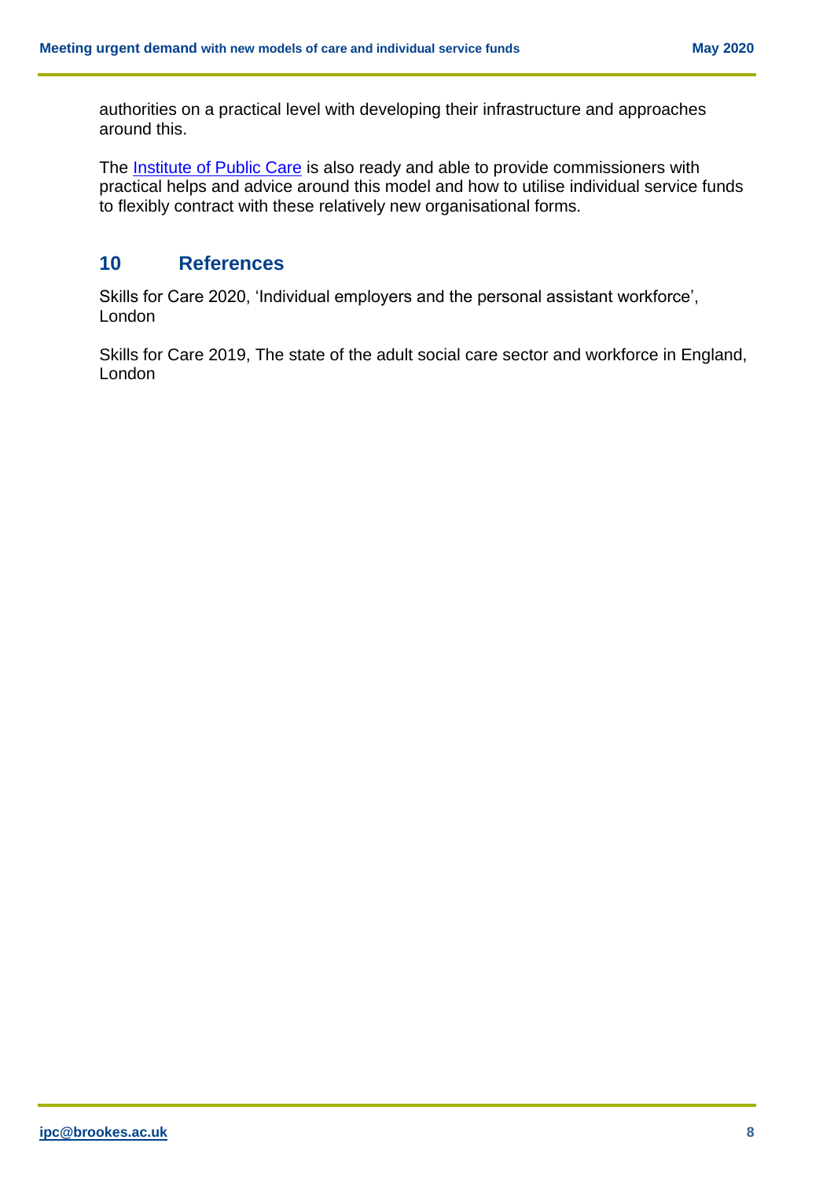authorities on a practical level with developing their infrastructure and approaches around this.

The [Institute of Public Care] is also ready and able to provide commissioners with practical helps and advice around this model and how to utilise individual service funds to flexibly contract with these relatively new organisational forms.

## 10 References

Skills for Care 2020, 'Individual employers and the personal assistant workforce', London

Skills for Care 2019, The state of the adult social care sector and workforce in England, London